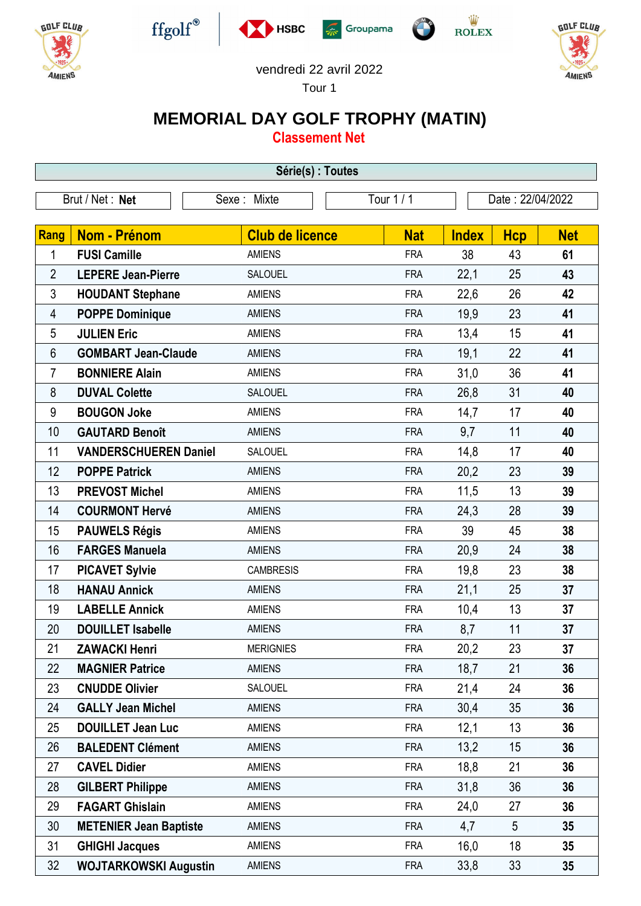vendredi 22 avril 2022

Tour 1

# MEMORIAL DAY GOLF TROPHY (MATIN)

## Classement Net

**Série(s) : Toutes**

| Brut / Net : **Net** | Sexe : Mixte | Tour 1 / 1 | Date : 22/04/2022 |
|---|---|---|---|

| Rang | Nom - Prénom | Club de licence | Nat | Index | Hcp | Net |
|---|---|---|---|---|---|---|
| 1 | **FUSI Camille** | AMIENS | FRA | 38 | 43 | **61** |
| 2 | **LEPERE Jean-Pierre** | SALOUEL | FRA | 22,1 | 25 | **43** |
| 3 | **HOUDANT Stephane** | AMIENS | FRA | 22,6 | 26 | **42** |
| 4 | **POPPE Dominique** | AMIENS | FRA | 19,9 | 23 | **41** |
| 5 | **JULIEN Eric** | AMIENS | FRA | 13,4 | 15 | **41** |
| 6 | **GOMBART Jean-Claude** | AMIENS | FRA | 19,1 | 22 | **41** |
| 7 | **BONNIERE Alain** | AMIENS | FRA | 31,0 | 36 | **41** |
| 8 | **DUVAL Colette** | SALOUEL | FRA | 26,8 | 31 | **40** |
| 9 | **BOUGON Joke** | AMIENS | FRA | 14,7 | 17 | **40** |
| 10 | **GAUTARD Benoît** | AMIENS | FRA | 9,7 | 11 | **40** |
| 11 | **VANDERSCHUEREN Daniel** | SALOUEL | FRA | 14,8 | 17 | **40** |
| 12 | **POPPE Patrick** | AMIENS | FRA | 20,2 | 23 | **39** |
| 13 | **PREVOST Michel** | AMIENS | FRA | 11,5 | 13 | **39** |
| 14 | **COURMONT Hervé** | AMIENS | FRA | 24,3 | 28 | **39** |
| 15 | **PAUWELS Régis** | AMIENS | FRA | 39 | 45 | **38** |
| 16 | **FARGES Manuela** | AMIENS | FRA | 20,9 | 24 | **38** |
| 17 | **PICAVET Sylvie** | CAMBRESIS | FRA | 19,8 | 23 | **38** |
| 18 | **HANAU Annick** | AMIENS | FRA | 21,1 | 25 | **37** |
| 19 | **LABELLE Annick** | AMIENS | FRA | 10,4 | 13 | **37** |
| 20 | **DOUILLET Isabelle** | AMIENS | FRA | 8,7 | 11 | **37** |
| 21 | **ZAWACKI Henri** | MERIGNIES | FRA | 20,2 | 23 | **37** |
| 22 | **MAGNIER Patrice** | AMIENS | FRA | 18,7 | 21 | **36** |
| 23 | **CNUDDE Olivier** | SALOUEL | FRA | 21,4 | 24 | **36** |
| 24 | **GALLY Jean Michel** | AMIENS | FRA | 30,4 | 35 | **36** |
| 25 | **DOUILLET Jean Luc** | AMIENS | FRA | 12,1 | 13 | **36** |
| 26 | **BALEDENT Clément** | AMIENS | FRA | 13,2 | 15 | **36** |
| 27 | **CAVEL Didier** | AMIENS | FRA | 18,8 | 21 | **36** |
| 28 | **GILBERT Philippe** | AMIENS | FRA | 31,8 | 36 | **36** |
| 29 | **FAGART Ghislain** | AMIENS | FRA | 24,0 | 27 | **36** |
| 30 | **METENIER Jean Baptiste** | AMIENS | FRA | 4,7 | 5 | **35** |
| 31 | **GHIGHI Jacques** | AMIENS | FRA | 16,0 | 18 | **35** |
| 32 | **WOJTARKOWSKI Augustin** | AMIENS | FRA | 33,8 | 33 | **35** |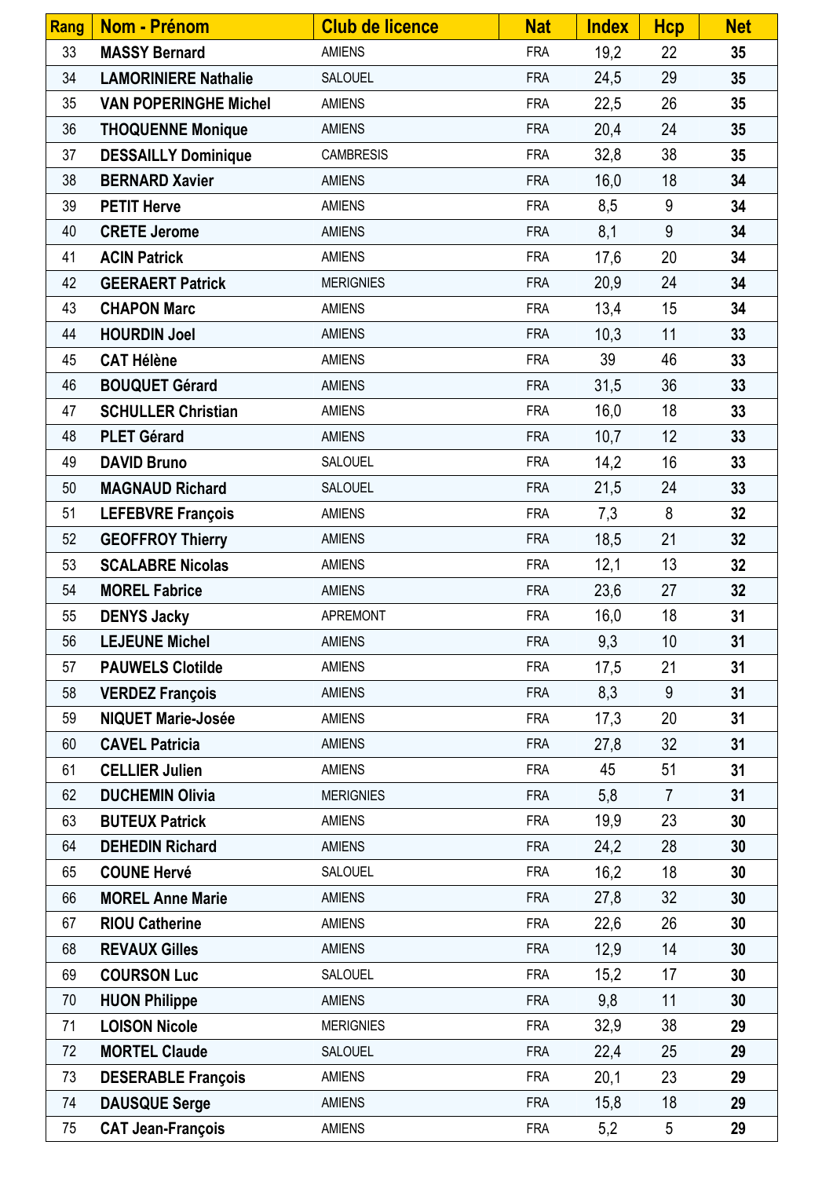| Rang | Nom - Prénom | Club de licence | Nat | Index | Hcp | Net |
|---|---|---|---|---|---|---|
| 33 | **MASSY Bernard** | AMIENS | FRA | 19,2 | 22 | **35** |
| 34 | **LAMORINIERE Nathalie** | SALOUEL | FRA | 24,5 | 29 | **35** |
| 35 | **VAN POPERINGHE Michel** | AMIENS | FRA | 22,5 | 26 | **35** |
| 36 | **THOQUENNE Monique** | AMIENS | FRA | 20,4 | 24 | **35** |
| 37 | **DESSAILLY Dominique** | CAMBRESIS | FRA | 32,8 | 38 | **35** |
| 38 | **BERNARD Xavier** | AMIENS | FRA | 16,0 | 18 | **34** |
| 39 | **PETIT Herve** | AMIENS | FRA | 8,5 | 9 | **34** |
| 40 | **CRETE Jerome** | AMIENS | FRA | 8,1 | 9 | **34** |
| 41 | **ACIN Patrick** | AMIENS | FRA | 17,6 | 20 | **34** |
| 42 | **GEERAERT Patrick** | MERIGNIES | FRA | 20,9 | 24 | **34** |
| 43 | **CHAPON Marc** | AMIENS | FRA | 13,4 | 15 | **34** |
| 44 | **HOURDIN Joel** | AMIENS | FRA | 10,3 | 11 | **33** |
| 45 | **CAT Hélène** | AMIENS | FRA | 39 | 46 | **33** |
| 46 | **BOUQUET Gérard** | AMIENS | FRA | 31,5 | 36 | **33** |
| 47 | **SCHULLER Christian** | AMIENS | FRA | 16,0 | 18 | **33** |
| 48 | **PLET Gérard** | AMIENS | FRA | 10,7 | 12 | **33** |
| 49 | **DAVID Bruno** | SALOUEL | FRA | 14,2 | 16 | **33** |
| 50 | **MAGNAUD Richard** | SALOUEL | FRA | 21,5 | 24 | **33** |
| 51 | **LEFEBVRE François** | AMIENS | FRA | 7,3 | 8 | **32** |
| 52 | **GEOFFROY Thierry** | AMIENS | FRA | 18,5 | 21 | **32** |
| 53 | **SCALABRE Nicolas** | AMIENS | FRA | 12,1 | 13 | **32** |
| 54 | **MOREL Fabrice** | AMIENS | FRA | 23,6 | 27 | **32** |
| 55 | **DENYS Jacky** | APREMONT | FRA | 16,0 | 18 | **31** |
| 56 | **LEJEUNE Michel** | AMIENS | FRA | 9,3 | 10 | **31** |
| 57 | **PAUWELS Clotilde** | AMIENS | FRA | 17,5 | 21 | **31** |
| 58 | **VERDEZ François** | AMIENS | FRA | 8,3 | 9 | **31** |
| 59 | **NIQUET Marie-Josée** | AMIENS | FRA | 17,3 | 20 | **31** |
| 60 | **CAVEL Patricia** | AMIENS | FRA | 27,8 | 32 | **31** |
| 61 | **CELLIER Julien** | AMIENS | FRA | 45 | 51 | **31** |
| 62 | **DUCHEMIN Olivia** | MERIGNIES | FRA | 5,8 | 7 | **31** |
| 63 | **BUTEUX Patrick** | AMIENS | FRA | 19,9 | 23 | **30** |
| 64 | **DEHEDIN Richard** | AMIENS | FRA | 24,2 | 28 | **30** |
| 65 | **COUNE Hervé** | SALOUEL | FRA | 16,2 | 18 | **30** |
| 66 | **MOREL Anne Marie** | AMIENS | FRA | 27,8 | 32 | **30** |
| 67 | **RIOU Catherine** | AMIENS | FRA | 22,6 | 26 | **30** |
| 68 | **REVAUX Gilles** | AMIENS | FRA | 12,9 | 14 | **30** |
| 69 | **COURSON Luc** | SALOUEL | FRA | 15,2 | 17 | **30** |
| 70 | **HUON Philippe** | AMIENS | FRA | 9,8 | 11 | **30** |
| 71 | **LOISON Nicole** | MERIGNIES | FRA | 32,9 | 38 | **29** |
| 72 | **MORTEL Claude** | SALOUEL | FRA | 22,4 | 25 | **29** |
| 73 | **DESERABLE François** | AMIENS | FRA | 20,1 | 23 | **29** |
| 74 | **DAUSQUE Serge** | AMIENS | FRA | 15,8 | 18 | **29** |
| 75 | **CAT Jean-François** | AMIENS | FRA | 5,2 | 5 | **29** |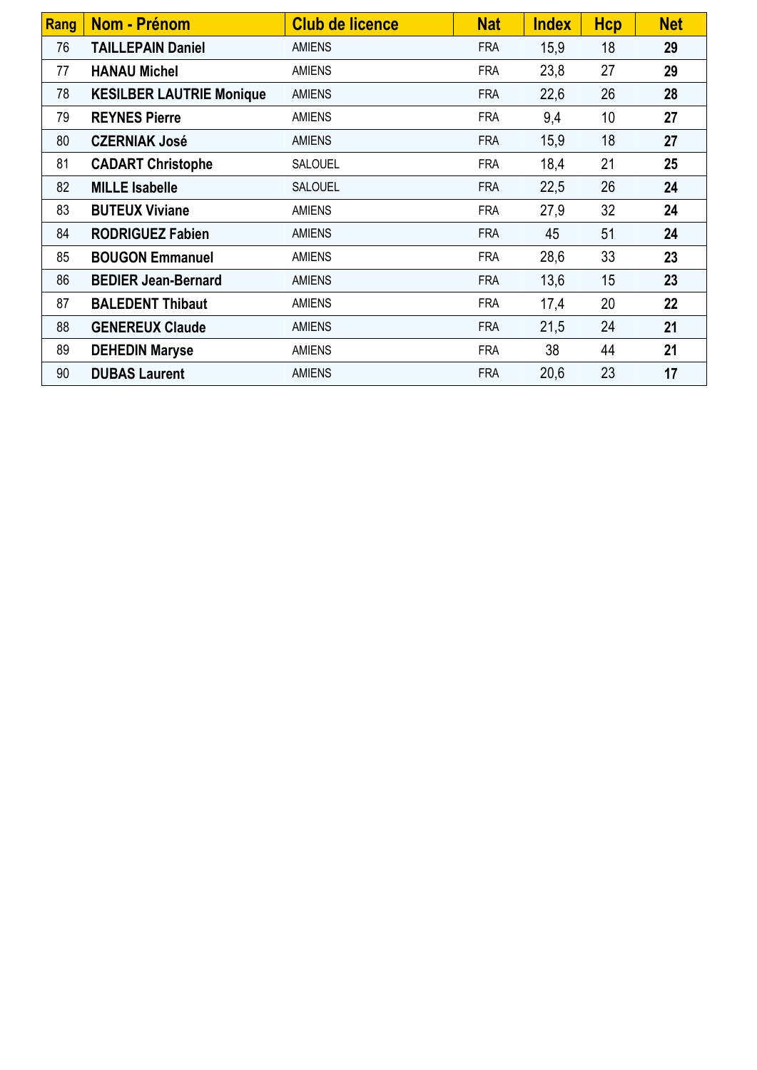| Rang | Nom - Prénom | Club de licence | Nat | Index | Hcp | Net |
|---|---|---|---|---|---|---|
| 76 | **TAILLEPAIN Daniel** | AMIENS | FRA | 15,9 | 18 | **29** |
| 77 | **HANAU Michel** | AMIENS | FRA | 23,8 | 27 | **29** |
| 78 | **KESILBER LAUTRIE Monique** | AMIENS | FRA | 22,6 | 26 | **28** |
| 79 | **REYNES Pierre** | AMIENS | FRA | 9,4 | 10 | **27** |
| 80 | **CZERNIAK José** | AMIENS | FRA | 15,9 | 18 | **27** |
| 81 | **CADART Christophe** | SALOUEL | FRA | 18,4 | 21 | **25** |
| 82 | **MILLE Isabelle** | SALOUEL | FRA | 22,5 | 26 | **24** |
| 83 | **BUTEUX Viviane** | AMIENS | FRA | 27,9 | 32 | **24** |
| 84 | **RODRIGUEZ Fabien** | AMIENS | FRA | 45 | 51 | **24** |
| 85 | **BOUGON Emmanuel** | AMIENS | FRA | 28,6 | 33 | **23** |
| 86 | **BEDIER Jean-Bernard** | AMIENS | FRA | 13,6 | 15 | **23** |
| 87 | **BALEDENT Thibaut** | AMIENS | FRA | 17,4 | 20 | **22** |
| 88 | **GENEREUX Claude** | AMIENS | FRA | 21,5 | 24 | **21** |
| 89 | **DEHEDIN Maryse** | AMIENS | FRA | 38 | 44 | **21** |
| 90 | **DUBAS Laurent** | AMIENS | FRA | 20,6 | 23 | **17** |